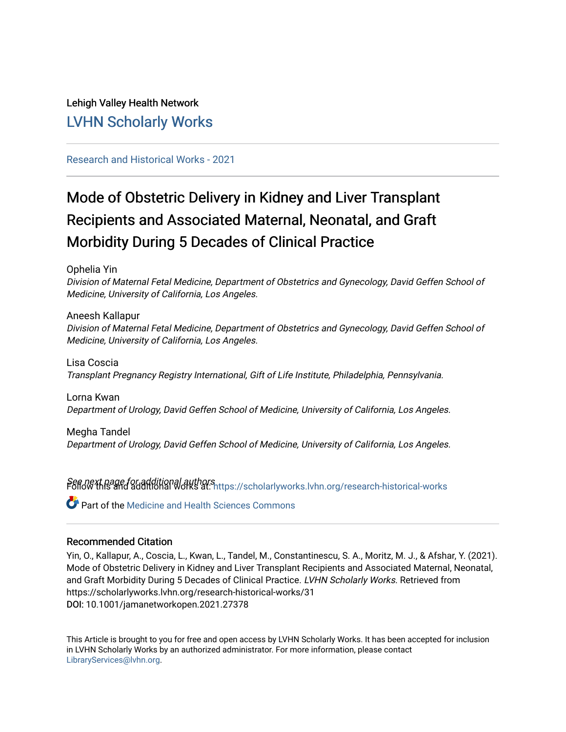Lehigh Valley Health Network

LVHN Scholarly Works

Research and Historical Works - 2021

# Mode of Obstetric Delivery in Kidney and Liver Transplant Recipients and Associated Maternal, Neonatal, and Graft Morbidity During 5 Decades of Clinical Practice

Ophelia Yin
*Division of Maternal Fetal Medicine, Department of Obstetrics and Gynecology, David Geffen School of Medicine, University of California, Los Angeles.*

Aneesh Kallapur
*Division of Maternal Fetal Medicine, Department of Obstetrics and Gynecology, David Geffen School of Medicine, University of California, Los Angeles.*

Lisa Coscia
*Transplant Pregnancy Registry International, Gift of Life Institute, Philadelphia, Pennsylvania.*

Lorna Kwan
*Department of Urology, David Geffen School of Medicine, University of California, Los Angeles.*

Megha Tandel
*Department of Urology, David Geffen School of Medicine, University of California, Los Angeles.*

*See next page for additional authors*

Follow this and additional works at: https://scholarlyworks.lvhn.org/research-historical-works

Part of the Medicine and Health Sciences Commons

## Recommended Citation

Yin, O., Kallapur, A., Coscia, L., Kwan, L., Tandel, M., Constantinescu, S. A., Moritz, M. J., & Afshar, Y. (2021). Mode of Obstetric Delivery in Kidney and Liver Transplant Recipients and Associated Maternal, Neonatal, and Graft Morbidity During 5 Decades of Clinical Practice. *LVHN Scholarly Works.* Retrieved from https://scholarlyworks.lvhn.org/research-historical-works/31
**DOI:** 10.1001/jamanetworkopen.2021.27378

This Article is brought to you for free and open access by LVHN Scholarly Works. It has been accepted for inclusion in LVHN Scholarly Works by an authorized administrator. For more information, please contact LibraryServices@lvhn.org.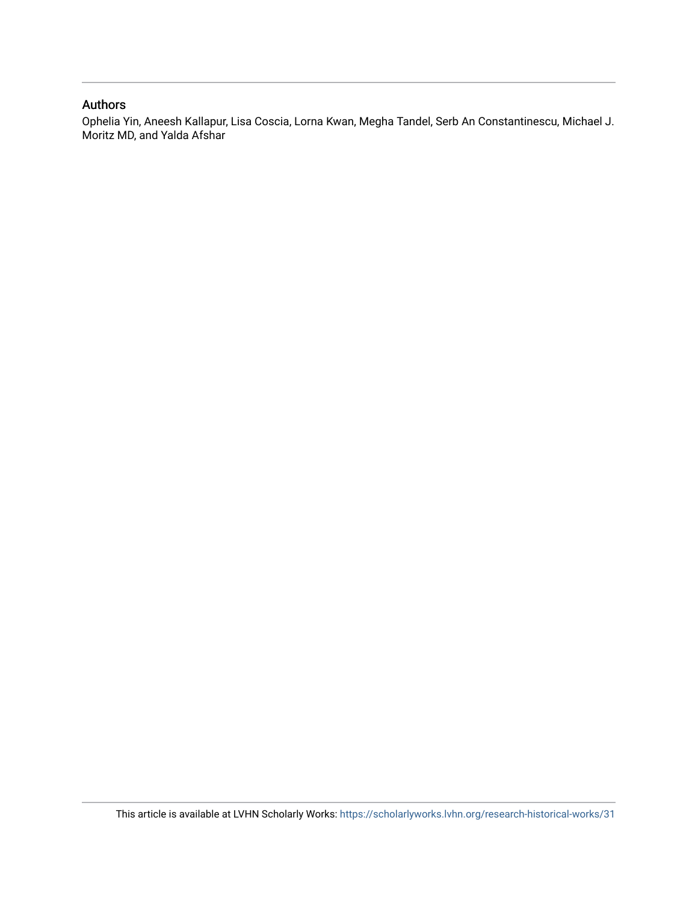## Authors

Ophelia Yin, Aneesh Kallapur, Lisa Coscia, Lorna Kwan, Megha Tandel, Serb An Constantinescu, Michael J. Moritz MD, and Yalda Afshar

This article is available at LVHN Scholarly Works: https://scholarlyworks.lvhn.org/research-historical-works/31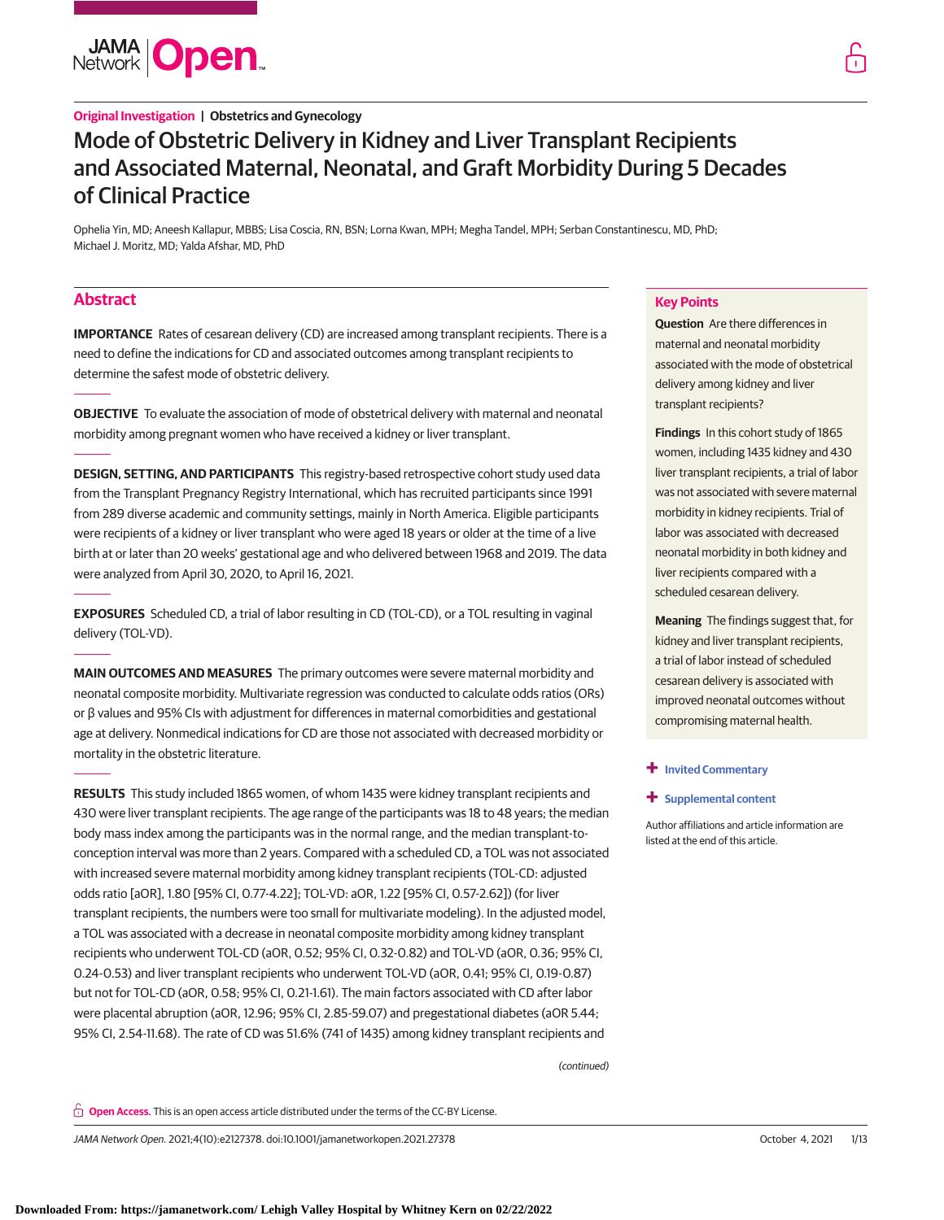Original Investigation | Obstetrics and Gynecology

# Mode of Obstetric Delivery in Kidney and Liver Transplant Recipients and Associated Maternal, Neonatal, and Graft Morbidity During 5 Decades of Clinical Practice

Ophelia Yin, MD; Aneesh Kallapur, MBBS; Lisa Coscia, RN, BSN; Lorna Kwan, MPH; Megha Tandel, MPH; Serban Constantinescu, MD, PhD; Michael J. Moritz, MD; Yalda Afshar, MD, PhD

## Abstract

**IMPORTANCE** Rates of cesarean delivery (CD) are increased among transplant recipients. There is a need to define the indications for CD and associated outcomes among transplant recipients to determine the safest mode of obstetric delivery.

**OBJECTIVE** To evaluate the association of mode of obstetrical delivery with maternal and neonatal morbidity among pregnant women who have received a kidney or liver transplant.

**DESIGN, SETTING, AND PARTICIPANTS** This registry-based retrospective cohort study used data from the Transplant Pregnancy Registry International, which has recruited participants since 1991 from 289 diverse academic and community settings, mainly in North America. Eligible participants were recipients of a kidney or liver transplant who were aged 18 years or older at the time of a live birth at or later than 20 weeks' gestational age and who delivered between 1968 and 2019. The data were analyzed from April 30, 2020, to April 16, 2021.

**EXPOSURES** Scheduled CD, a trial of labor resulting in CD (TOL-CD), or a TOL resulting in vaginal delivery (TOL-VD).

**MAIN OUTCOMES AND MEASURES** The primary outcomes were severe maternal morbidity and neonatal composite morbidity. Multivariate regression was conducted to calculate odds ratios (ORs) or β values and 95% CIs with adjustment for differences in maternal comorbidities and gestational age at delivery. Nonmedical indications for CD are those not associated with decreased morbidity or mortality in the obstetric literature.

**RESULTS** This study included 1865 women, of whom 1435 were kidney transplant recipients and 430 were liver transplant recipients. The age range of the participants was 18 to 48 years; the median body mass index among the participants was in the normal range, and the median transplant-to-conception interval was more than 2 years. Compared with a scheduled CD, a TOL was not associated with increased severe maternal morbidity among kidney transplant recipients (TOL-CD: adjusted odds ratio [aOR], 1.80 [95% CI, 0.77-4.22]; TOL-VD: aOR, 1.22 [95% CI, 0.57-2.62]) (for liver transplant recipients, the numbers were too small for multivariate modeling). In the adjusted model, a TOL was associated with a decrease in neonatal composite morbidity among kidney transplant recipients who underwent TOL-CD (aOR, 0.52; 95% CI, 0.32-0.82) and TOL-VD (aOR, 0.36; 95% CI, 0.24-0.53) and liver transplant recipients who underwent TOL-VD (aOR, 0.41; 95% CI, 0.19-0.87) but not for TOL-CD (aOR, 0.58; 95% CI, 0.21-1.61). The main factors associated with CD after labor were placental abruption (aOR, 12.96; 95% CI, 2.85-59.07) and pregestational diabetes (aOR 5.44; 95% CI, 2.54-11.68). The rate of CD was 51.6% (741 of 1435) among kidney transplant recipients and

*(continued)*

## Key Points

**Question** Are there differences in maternal and neonatal morbidity associated with the mode of obstetrical delivery among kidney and liver transplant recipients?

**Findings** In this cohort study of 1865 women, including 1435 kidney and 430 liver transplant recipients, a trial of labor was not associated with severe maternal morbidity in kidney recipients. Trial of labor was associated with decreased neonatal morbidity in both kidney and liver recipients compared with a scheduled cesarean delivery.

**Meaning** The findings suggest that, for kidney and liver transplant recipients, a trial of labor instead of scheduled cesarean delivery is associated with improved neonatal outcomes without compromising maternal health.

+ Invited Commentary

+ Supplemental content

Author affiliations and article information are listed at the end of this article.

**Open Access.** This is an open access article distributed under the terms of the CC-BY License.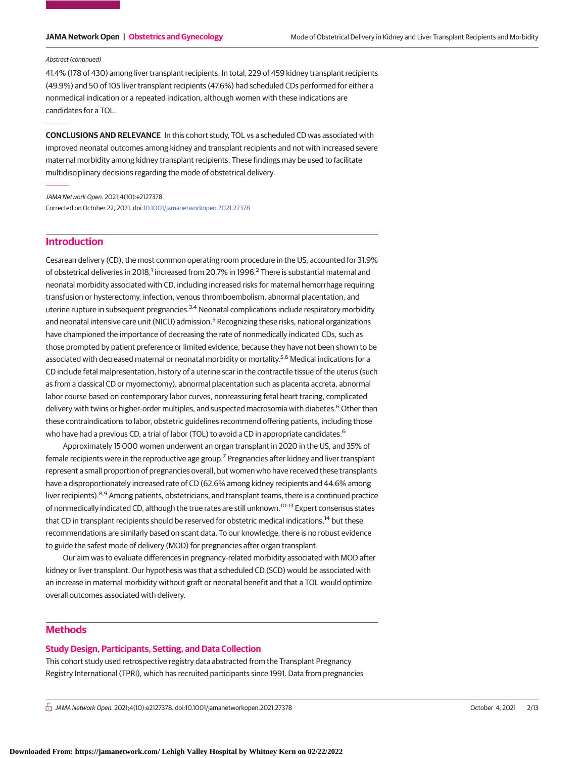Abstract (continued)

41.4% (178 of 430) among liver transplant recipients. In total, 229 of 459 kidney transplant recipients (49.9%) and 50 of 105 liver transplant recipients (47.6%) had scheduled CDs performed for either a nonmedical indication or a repeated indication, although women with these indications are candidates for a TOL.

**CONCLUSIONS AND RELEVANCE** In this cohort study, TOL vs a scheduled CD was associated with improved neonatal outcomes among kidney and transplant recipients and not with increased severe maternal morbidity among kidney transplant recipients. These findings may be used to facilitate multidisciplinary decisions regarding the mode of obstetrical delivery.

*JAMA Network Open*. 2021;4(10):e2127378.
Corrected on October 22, 2021. doi:10.1001/jamanetworkopen.2021.27378

## Introduction

Cesarean delivery (CD), the most common operating room procedure in the US, accounted for 31.9% of obstetrical deliveries in 2018,[1] increased from 20.7% in 1996.[2] There is substantial maternal and neonatal morbidity associated with CD, including increased risks for maternal hemorrhage requiring transfusion or hysterectomy, infection, venous thromboembolism, abnormal placentation, and uterine rupture in subsequent pregnancies.[3,4] Neonatal complications include respiratory morbidity and neonatal intensive care unit (NICU) admission.[5] Recognizing these risks, national organizations have championed the importance of decreasing the rate of nonmedically indicated CDs, such as those prompted by patient preference or limited evidence, because they have not been shown to be associated with decreased maternal or neonatal morbidity or mortality.[5,6] Medical indications for a CD include fetal malpresentation, history of a uterine scar in the contractile tissue of the uterus (such as from a classical CD or myomectomy), abnormal placentation such as placenta accreta, abnormal labor course based on contemporary labor curves, nonreassuring fetal heart tracing, complicated delivery with twins or higher-order multiples, and suspected macrosomia with diabetes.[6] Other than these contraindications to labor, obstetric guidelines recommend offering patients, including those who have had a previous CD, a trial of labor (TOL) to avoid a CD in appropriate candidates.[6]

Approximately 15 000 women underwent an organ transplant in 2020 in the US, and 35% of female recipients were in the reproductive age group.[7] Pregnancies after kidney and liver transplant represent a small proportion of pregnancies overall, but women who have received these transplants have a disproportionately increased rate of CD (62.6% among kidney recipients and 44.6% among liver recipients).[8,9] Among patients, obstetricians, and transplant teams, there is a continued practice of nonmedically indicated CD, although the true rates are still unknown.[10-13] Expert consensus states that CD in transplant recipients should be reserved for obstetric medical indications,[14] but these recommendations are similarly based on scant data. To our knowledge, there is no robust evidence to guide the safest mode of delivery (MOD) for pregnancies after organ transplant.

Our aim was to evaluate differences in pregnancy-related morbidity associated with MOD after kidney or liver transplant. Our hypothesis was that a scheduled CD (SCD) would be associated with an increase in maternal morbidity without graft or neonatal benefit and that a TOL would optimize overall outcomes associated with delivery.

## Methods

### Study Design, Participants, Setting, and Data Collection

This cohort study used retrospective registry data abstracted from the Transplant Pregnancy Registry International (TPRI), which has recruited participants since 1991. Data from pregnancies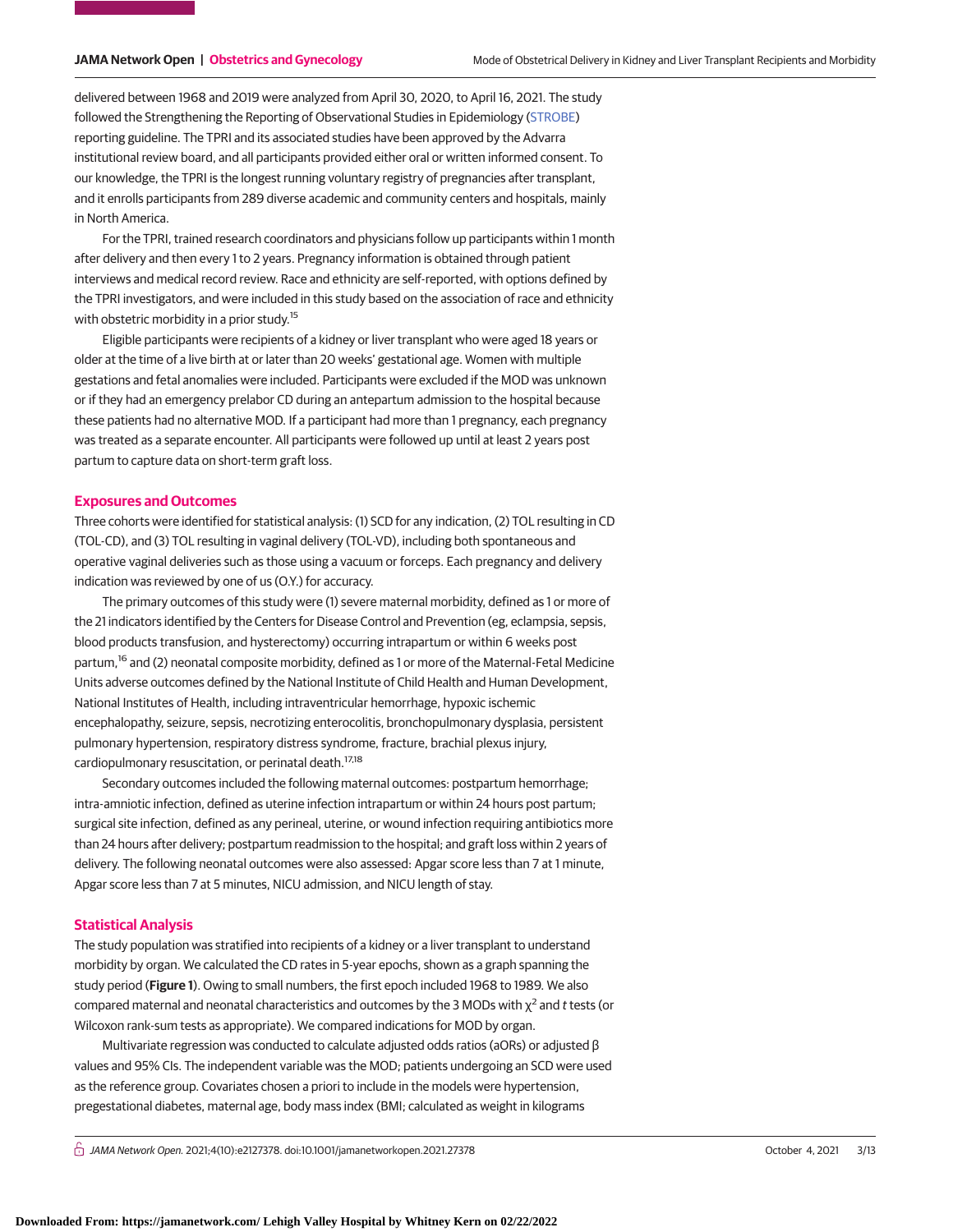delivered between 1968 and 2019 were analyzed from April 30, 2020, to April 16, 2021. The study followed the Strengthening the Reporting of Observational Studies in Epidemiology (STROBE) reporting guideline. The TPRI and its associated studies have been approved by the Advarra institutional review board, and all participants provided either oral or written informed consent. To our knowledge, the TPRI is the longest running voluntary registry of pregnancies after transplant, and it enrolls participants from 289 diverse academic and community centers and hospitals, mainly in North America.

For the TPRI, trained research coordinators and physicians follow up participants within 1 month after delivery and then every 1 to 2 years. Pregnancy information is obtained through patient interviews and medical record review. Race and ethnicity are self-reported, with options defined by the TPRI investigators, and were included in this study based on the association of race and ethnicity with obstetric morbidity in a prior study.[15]

Eligible participants were recipients of a kidney or liver transplant who were aged 18 years or older at the time of a live birth at or later than 20 weeks' gestational age. Women with multiple gestations and fetal anomalies were included. Participants were excluded if the MOD was unknown or if they had an emergency prelabor CD during an antepartum admission to the hospital because these patients had no alternative MOD. If a participant had more than 1 pregnancy, each pregnancy was treated as a separate encounter. All participants were followed up until at least 2 years post partum to capture data on short-term graft loss.

## Exposures and Outcomes

Three cohorts were identified for statistical analysis: (1) SCD for any indication, (2) TOL resulting in CD (TOL-CD), and (3) TOL resulting in vaginal delivery (TOL-VD), including both spontaneous and operative vaginal deliveries such as those using a vacuum or forceps. Each pregnancy and delivery indication was reviewed by one of us (O.Y.) for accuracy.

The primary outcomes of this study were (1) severe maternal morbidity, defined as 1 or more of the 21 indicators identified by the Centers for Disease Control and Prevention (eg, eclampsia, sepsis, blood products transfusion, and hysterectomy) occurring intrapartum or within 6 weeks post partum,[16] and (2) neonatal composite morbidity, defined as 1 or more of the Maternal-Fetal Medicine Units adverse outcomes defined by the National Institute of Child Health and Human Development, National Institutes of Health, including intraventricular hemorrhage, hypoxic ischemic encephalopathy, seizure, sepsis, necrotizing enterocolitis, bronchopulmonary dysplasia, persistent pulmonary hypertension, respiratory distress syndrome, fracture, brachial plexus injury, cardiopulmonary resuscitation, or perinatal death.[17,18]

Secondary outcomes included the following maternal outcomes: postpartum hemorrhage; intra-amniotic infection, defined as uterine infection intrapartum or within 24 hours post partum; surgical site infection, defined as any perineal, uterine, or wound infection requiring antibiotics more than 24 hours after delivery; postpartum readmission to the hospital; and graft loss within 2 years of delivery. The following neonatal outcomes were also assessed: Apgar score less than 7 at 1 minute, Apgar score less than 7 at 5 minutes, NICU admission, and NICU length of stay.

## Statistical Analysis

The study population was stratified into recipients of a kidney or a liver transplant to understand morbidity by organ. We calculated the CD rates in 5-year epochs, shown as a graph spanning the study period (**Figure 1**). Owing to small numbers, the first epoch included 1968 to 1989. We also compared maternal and neonatal characteristics and outcomes by the 3 MODs with $\chi^2$ and *t* tests (or Wilcoxon rank-sum tests as appropriate). We compared indications for MOD by organ.

Multivariate regression was conducted to calculate adjusted odds ratios (aORs) or adjusted $\beta$ values and 95% CIs. The independent variable was the MOD; patients undergoing an SCD were used as the reference group. Covariates chosen a priori to include in the models were hypertension, pregestational diabetes, maternal age, body mass index (BMI; calculated as weight in kilograms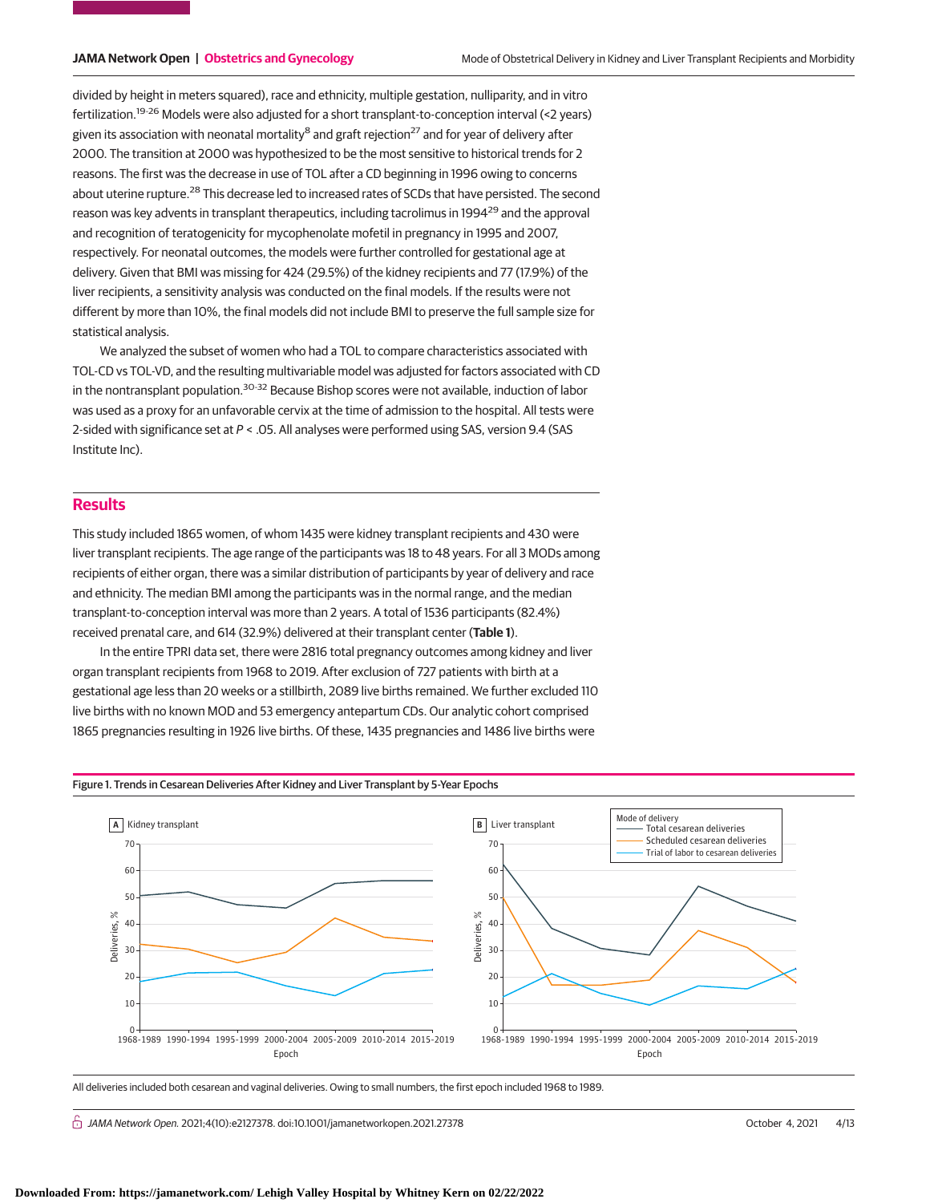divided by height in meters squared), race and ethnicity, multiple gestation, nulliparity, and in vitro fertilization.[19-26] Models were also adjusted for a short transplant-to-conception interval (<2 years) given its association with neonatal mortality[8] and graft rejection[27] and for year of delivery after 2000. The transition at 2000 was hypothesized to be the most sensitive to historical trends for 2 reasons. The first was the decrease in use of TOL after a CD beginning in 1996 owing to concerns about uterine rupture.[28] This decrease led to increased rates of SCDs that have persisted. The second reason was key advents in transplant therapeutics, including tacrolimus in 1994[29] and the approval and recognition of teratogenicity for mycophenolate mofetil in pregnancy in 1995 and 2007, respectively. For neonatal outcomes, the models were further controlled for gestational age at delivery. Given that BMI was missing for 424 (29.5%) of the kidney recipients and 77 (17.9%) of the liver recipients, a sensitivity analysis was conducted on the final models. If the results were not different by more than 10%, the final models did not include BMI to preserve the full sample size for statistical analysis.

We analyzed the subset of women who had a TOL to compare characteristics associated with TOL-CD vs TOL-VD, and the resulting multivariable model was adjusted for factors associated with CD in the nontransplant population.[30-32] Because Bishop scores were not available, induction of labor was used as a proxy for an unfavorable cervix at the time of admission to the hospital. All tests were 2-sided with significance set at $P < .05$. All analyses were performed using SAS, version 9.4 (SAS Institute Inc).

## Results

This study included 1865 women, of whom 1435 were kidney transplant recipients and 430 were liver transplant recipients. The age range of the participants was 18 to 48 years. For all 3 MODs among recipients of either organ, there was a similar distribution of participants by year of delivery and race and ethnicity. The median BMI among the participants was in the normal range, and the median transplant-to-conception interval was more than 2 years. A total of 1536 participants (82.4%) received prenatal care, and 614 (32.9%) delivered at their transplant center (**Table 1**).

In the entire TPRI data set, there were 2816 total pregnancy outcomes among kidney and liver organ transplant recipients from 1968 to 2019. After exclusion of 727 patients with birth at a gestational age less than 20 weeks or a stillbirth, 2089 live births remained. We further excluded 110 live births with no known MOD and 53 emergency antepartum CDs. Our analytic cohort comprised 1865 pregnancies resulting in 1926 live births. Of these, 1435 pregnancies and 1486 live births were

Figure 1. Trends in Cesarean Deliveries After Kidney and Liver Transplant by 5-Year Epochs

All deliveries included both cesarean and vaginal deliveries. Owing to small numbers, the first epoch included 1968 to 1989.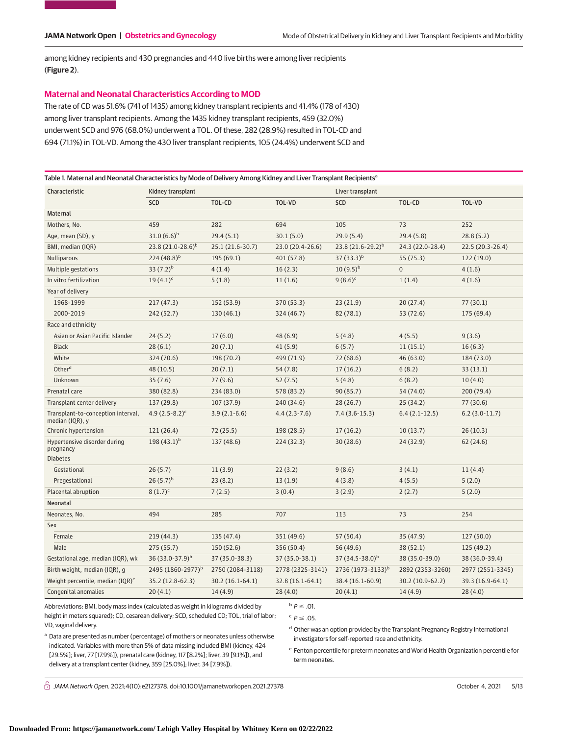among kidney recipients and 430 pregnancies and 440 live births were among liver recipients (**Figure 2**).

## Maternal and Neonatal Characteristics According to MOD

The rate of CD was 51.6% (741 of 1435) among kidney transplant recipients and 41.4% (178 of 430) among liver transplant recipients. Among the 1435 kidney transplant recipients, 459 (32.0%) underwent SCD and 976 (68.0%) underwent a TOL. Of these, 282 (28.9%) resulted in TOL-CD and 694 (71.1%) in TOL-VD. Among the 430 liver transplant recipients, 105 (24.4%) underwent SCD and

Table 1. Maternal and Neonatal Characteristics by Mode of Delivery Among Kidney and Liver Transplant Recipients[a]

| Characteristic | Kidney transplant | | | Liver transplant | | |
|---|---|---|---|---|---|---|
| | SCD | TOL-CD | TOL-VD | SCD | TOL-CD | TOL-VD |
| **Maternal** | | | | | | |
| Mothers, No. | 459 | 282 | 694 | 105 | 73 | 252 |
| Age, mean (SD), y | 31.0 (6.6)[b] | 29.4 (5.1) | 30.1 (5.0) | 29.9 (5.4) | 29.4 (5.8) | 28.8 (5.2) |
| BMI, median (IQR) | 23.8 (21.0-28.6)[b] | 25.1 (21.6-30.7) | 23.0 (20.4-26.6) | 23.8 (21.6-29.2)[b] | 24.3 (22.0-28.4) | 22.5 (20.3-26.4) |
| Nulliparous | 224 (48.8)[b] | 195 (69.1) | 401 (57.8) | 37 (33.3)[b] | 55 (75.3) | 122 (19.0) |
| Multiple gestations | 33 (7.2)[b] | 4 (1.4) | 16 (2.3) | 10 (9.5)[b] | 0 | 4 (1.6) |
| In vitro fertilization | 19 (4.1)[c] | 5 (1.8) | 11 (1.6) | 9 (8.6)[c] | 1 (1.4) | 4 (1.6) |
| Year of delivery | | | | | | |
| 1968-1999 | 217 (47.3) | 152 (53.9) | 370 (53.3) | 23 (21.9) | 20 (27.4) | 77 (30.1) |
| 2000-2019 | 242 (52.7) | 130 (46.1) | 324 (46.7) | 82 (78.1) | 53 (72.6) | 175 (69.4) |
| Race and ethnicity | | | | | | |
| Asian or Asian Pacific Islander | 24 (5.2) | 17 (6.0) | 48 (6.9) | 5 (4.8) | 4 (5.5) | 9 (3.6) |
| Black | 28 (6.1) | 20 (7.1) | 41 (5.9) | 6 (5.7) | 11 (15.1) | 16 (6.3) |
| White | 324 (70.6) | 198 (70.2) | 499 (71.9) | 72 (68.6) | 46 (63.0) | 184 (73.0) |
| Other[d] | 48 (10.5) | 20 (7.1) | 54 (7.8) | 17 (16.2) | 6 (8.2) | 33 (13.1) |
| Unknown | 35 (7.6) | 27 (9.6) | 52 (7.5) | 5 (4.8) | 6 (8.2) | 10 (4.0) |
| Prenatal care | 380 (82.8) | 234 (83.0) | 578 (83.2) | 90 (85.7) | 54 (74.0) | 200 (79.4) |
| Transplant center delivery | 137 (29.8) | 107 (37.9) | 240 (34.6) | 28 (26.7) | 25 (34.2) | 77 (30.6) |
| Transplant-to-conception interval, median (IQR), y | 4.9 (2.5-8.2)[c] | 3.9 (2.1-6.6) | 4.4 (2.3-7.6) | 7.4 (3.6-15.3) | 6.4 (2.1-12.5) | 6.2 (3.0-11.7) |
| Chronic hypertension | 121 (26.4) | 72 (25.5) | 198 (28.5) | 17 (16.2) | 10 (13.7) | 26 (10.3) |
| Hypertensive disorder during pregnancy | 198 (43.1)[b] | 137 (48.6) | 224 (32.3) | 30 (28.6) | 24 (32.9) | 62 (24.6) |
| Diabetes | | | | | | |
| Gestational | 26 (5.7) | 11 (3.9) | 22 (3.2) | 9 (8.6) | 3 (4.1) | 11 (4.4) |
| Pregestational | 26 (5.7)[b] | 23 (8.2) | 13 (1.9) | 4 (3.8) | 4 (5.5) | 5 (2.0) |
| Placental abruption | 8 (1.7)[c] | 7 (2.5) | 3 (0.4) | 3 (2.9) | 2 (2.7) | 5 (2.0) |
| **Neonatal** | | | | | | |
| Neonates, No. | 494 | 285 | 707 | 113 | 73 | 254 |
| Sex | | | | | | |
| Female | 219 (44.3) | 135 (47.4) | 351 (49.6) | 57 (50.4) | 35 (47.9) | 127 (50.0) |
| Male | 275 (55.7) | 150 (52.6) | 356 (50.4) | 56 (49.6) | 38 (52.1) | 125 (49.2) |
| Gestational age, median (IQR), wk | 36 (33.0-37.9)[b] | 37 (35.0-38.3) | 37 (35.0-38.1) | 37 (34.5-38.0)[b] | 38 (35.0-39.0) | 38 (36.0-39.4) |
| Birth weight, median (IQR), g | 2495 (1860-2977)[b] | 2750 (2084-3118) | 2778 (2325-3141) | 2736 (1973-3133)[b] | 2892 (2353-3260) | 2977 (2551-3345) |
| Weight percentile, median (IQR)[e] | 35.2 (12.8-62.3) | 30.2 (16.1-64.1) | 32.8 (16.1-64.1) | 38.4 (16.1-60.9) | 30.2 (10.9-62.2) | 39.3 (16.9-64.1) |
| Congenital anomalies | 20 (4.1) | 14 (4.9) | 28 (4.0) | 20 (4.1) | 14 (4.9) | 28 (4.0) |

Abbreviations: BMI, body mass index (calculated as weight in kilograms divided by height in meters squared); CD, cesarean delivery; SCD, scheduled CD; TOL, trial of labor; VD, vaginal delivery.

[a] Data are presented as number (percentage) of mothers or neonates unless otherwise indicated. Variables with more than 5% of data missing included BMI (kidney, 424 [29.5%]; liver, 77 [17.9%]), prenatal care (kidney, 117 [8.2%]; liver, 39 [9.1%]), and delivery at a transplant center (kidney, 359 [25.0%]; liver, 34 [7.9%]).

[b] $P \leq .01$.

[c] $P \leq .05$.

[d] Other was an option provided by the Transplant Pregnancy Registry International investigators for self-reported race and ethnicity.

[e] Fenton percentile for preterm neonates and World Health Organization percentile for term neonates.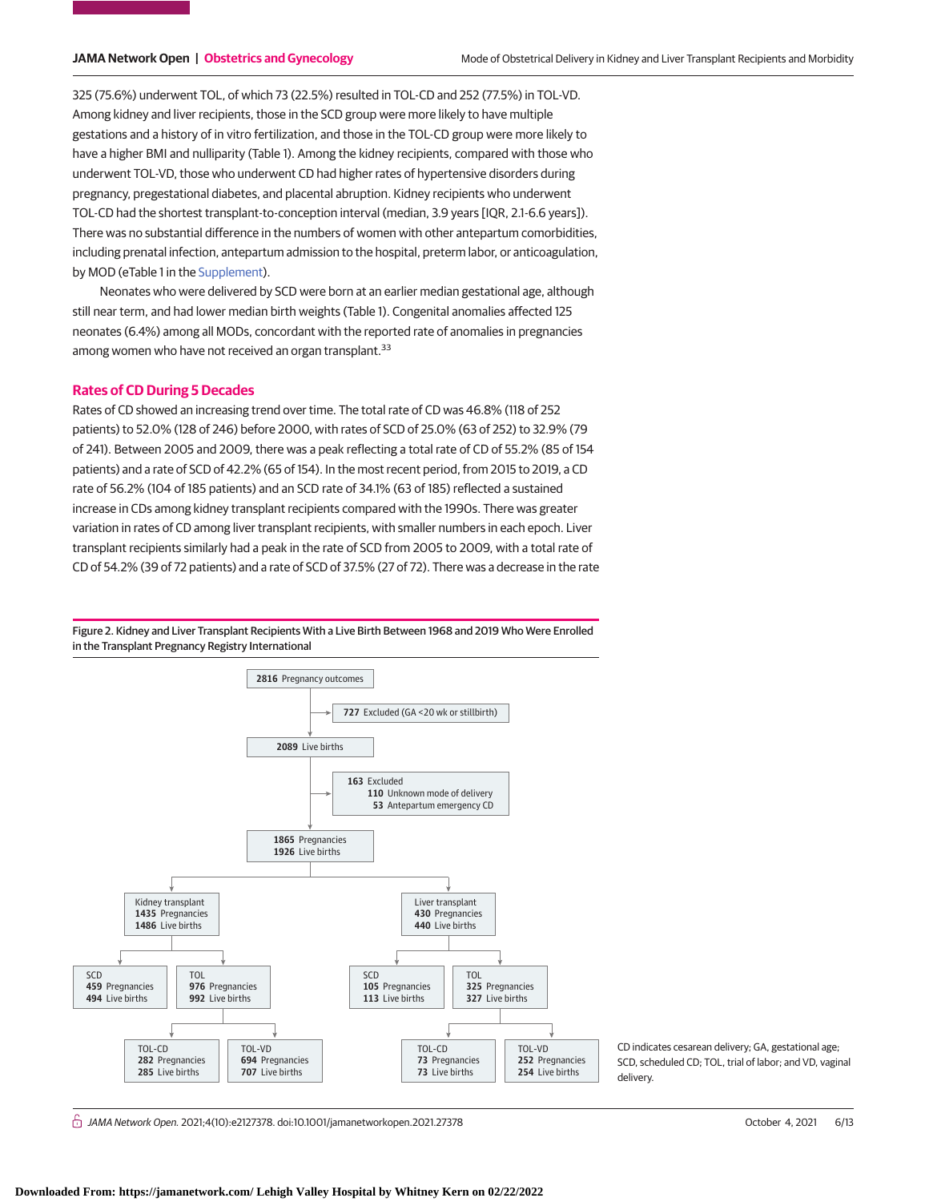325 (75.6%) underwent TOL, of which 73 (22.5%) resulted in TOL-CD and 252 (77.5%) in TOL-VD. Among kidney and liver recipients, those in the SCD group were more likely to have multiple gestations and a history of in vitro fertilization, and those in the TOL-CD group were more likely to have a higher BMI and nulliparity (Table 1). Among the kidney recipients, compared with those who underwent TOL-VD, those who underwent CD had higher rates of hypertensive disorders during pregnancy, pregestational diabetes, and placental abruption. Kidney recipients who underwent TOL-CD had the shortest transplant-to-conception interval (median, 3.9 years [IQR, 2.1-6.6 years]). There was no substantial difference in the numbers of women with other antepartum comorbidities, including prenatal infection, antepartum admission to the hospital, preterm labor, or anticoagulation, by MOD (eTable 1 in the Supplement).

Neonates who were delivered by SCD were born at an earlier median gestational age, although still near term, and had lower median birth weights (Table 1). Congenital anomalies affected 125 neonates (6.4%) among all MODs, concordant with the reported rate of anomalies in pregnancies among women who have not received an organ transplant.[33]

## Rates of CD During 5 Decades

Rates of CD showed an increasing trend over time. The total rate of CD was 46.8% (118 of 252 patients) to 52.0% (128 of 246) before 2000, with rates of SCD of 25.0% (63 of 252) to 32.9% (79 of 241). Between 2005 and 2009, there was a peak reflecting a total rate of CD of 55.2% (85 of 154 patients) and a rate of SCD of 42.2% (65 of 154). In the most recent period, from 2015 to 2019, a CD rate of 56.2% (104 of 185 patients) and an SCD rate of 34.1% (63 of 185) reflected a sustained increase in CDs among kidney transplant recipients compared with the 1990s. There was greater variation in rates of CD among liver transplant recipients, with smaller numbers in each epoch. Liver transplant recipients similarly had a peak in the rate of SCD from 2005 to 2009, with a total rate of CD of 54.2% (39 of 72 patients) and a rate of SCD of 37.5% (27 of 72). There was a decrease in the rate

**Figure 2. Kidney and Liver Transplant Recipients With a Live Birth Between 1968 and 2019 Who Were Enrolled in the Transplant Pregnancy Registry International**

- **2816** Pregnancy outcomes
  - **727** Excluded (GA <20 wk or stillbirth)
- **2089** Live births
  - **163** Excluded
    - **110** Unknown mode of delivery
    - **53** Antepartum emergency CD
- **1865** Pregnancies, **1926** Live births
  - Kidney transplant: **1435** Pregnancies, **1486** Live births
    - SCD: **459** Pregnancies, **494** Live births
    - TOL: **976** Pregnancies, **992** Live births
      - TOL-CD: **282** Pregnancies, **285** Live births
      - TOL-VD: **694** Pregnancies, **707** Live births
  - Liver transplant: **430** Pregnancies, **440** Live births
    - SCD: **105** Pregnancies, **113** Live births
    - TOL: **325** Pregnancies, **327** Live births
      - TOL-CD: **73** Pregnancies, **73** Live births
      - TOL-VD: **252** Pregnancies, **254** Live births

CD indicates cesarean delivery; GA, gestational age; SCD, scheduled CD; TOL, trial of labor; and VD, vaginal delivery.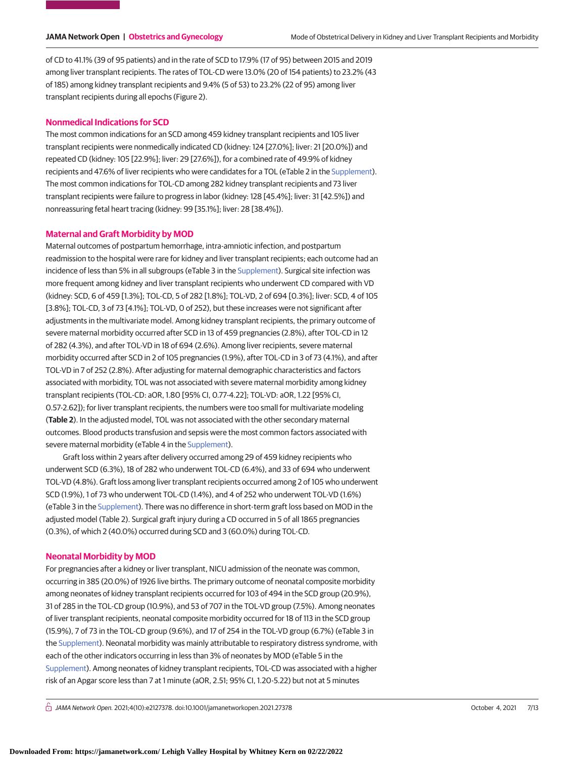of CD to 41.1% (39 of 95 patients) and in the rate of SCD to 17.9% (17 of 95) between 2015 and 2019 among liver transplant recipients. The rates of TOL-CD were 13.0% (20 of 154 patients) to 23.2% (43 of 185) among kidney transplant recipients and 9.4% (5 of 53) to 23.2% (22 of 95) among liver transplant recipients during all epochs (Figure 2).

## Nonmedical Indications for SCD

The most common indications for an SCD among 459 kidney transplant recipients and 105 liver transplant recipients were nonmedically indicated CD (kidney: 124 [27.0%]; liver: 21 [20.0%]) and repeated CD (kidney: 105 [22.9%]; liver: 29 [27.6%]), for a combined rate of 49.9% of kidney recipients and 47.6% of liver recipients who were candidates for a TOL (eTable 2 in the Supplement). The most common indications for TOL-CD among 282 kidney transplant recipients and 73 liver transplant recipients were failure to progress in labor (kidney: 128 [45.4%]; liver: 31 [42.5%]) and nonreassuring fetal heart tracing (kidney: 99 [35.1%]; liver: 28 [38.4%]).

## Maternal and Graft Morbidity by MOD

Maternal outcomes of postpartum hemorrhage, intra-amniotic infection, and postpartum readmission to the hospital were rare for kidney and liver transplant recipients; each outcome had an incidence of less than 5% in all subgroups (eTable 3 in the Supplement). Surgical site infection was more frequent among kidney and liver transplant recipients who underwent CD compared with VD (kidney: SCD, 6 of 459 [1.3%]; TOL-CD, 5 of 282 [1.8%]; TOL-VD, 2 of 694 [0.3%]; liver: SCD, 4 of 105 [3.8%]; TOL-CD, 3 of 73 [4.1%]; TOL-VD, 0 of 252), but these increases were not significant after adjustments in the multivariate model. Among kidney transplant recipients, the primary outcome of severe maternal morbidity occurred after SCD in 13 of 459 pregnancies (2.8%), after TOL-CD in 12 of 282 (4.3%), and after TOL-VD in 18 of 694 (2.6%). Among liver recipients, severe maternal morbidity occurred after SCD in 2 of 105 pregnancies (1.9%), after TOL-CD in 3 of 73 (4.1%), and after TOL-VD in 7 of 252 (2.8%). After adjusting for maternal demographic characteristics and factors associated with morbidity, TOL was not associated with severe maternal morbidity among kidney transplant recipients (TOL-CD: aOR, 1.80 [95% CI, 0.77-4.22]; TOL-VD: aOR, 1.22 [95% CI, 0.57-2.62]); for liver transplant recipients, the numbers were too small for multivariate modeling (**Table 2**). In the adjusted model, TOL was not associated with the other secondary maternal outcomes. Blood products transfusion and sepsis were the most common factors associated with severe maternal morbidity (eTable 4 in the Supplement).

Graft loss within 2 years after delivery occurred among 29 of 459 kidney recipients who underwent SCD (6.3%), 18 of 282 who underwent TOL-CD (6.4%), and 33 of 694 who underwent TOL-VD (4.8%). Graft loss among liver transplant recipients occurred among 2 of 105 who underwent SCD (1.9%), 1 of 73 who underwent TOL-CD (1.4%), and 4 of 252 who underwent TOL-VD (1.6%) (eTable 3 in the Supplement). There was no difference in short-term graft loss based on MOD in the adjusted model (Table 2). Surgical graft injury during a CD occurred in 5 of all 1865 pregnancies (0.3%), of which 2 (40.0%) occurred during SCD and 3 (60.0%) during TOL-CD.

## Neonatal Morbidity by MOD

For pregnancies after a kidney or liver transplant, NICU admission of the neonate was common, occurring in 385 (20.0%) of 1926 live births. The primary outcome of neonatal composite morbidity among neonates of kidney transplant recipients occurred for 103 of 494 in the SCD group (20.9%), 31 of 285 in the TOL-CD group (10.9%), and 53 of 707 in the TOL-VD group (7.5%). Among neonates of liver transplant recipients, neonatal composite morbidity occurred for 18 of 113 in the SCD group (15.9%), 7 of 73 in the TOL-CD group (9.6%), and 17 of 254 in the TOL-VD group (6.7%) (eTable 3 in the Supplement). Neonatal morbidity was mainly attributable to respiratory distress syndrome, with each of the other indicators occurring in less than 3% of neonates by MOD (eTable 5 in the Supplement). Among neonates of kidney transplant recipients, TOL-CD was associated with a higher risk of an Apgar score less than 7 at 1 minute (aOR, 2.51; 95% CI, 1.20-5.22) but not at 5 minutes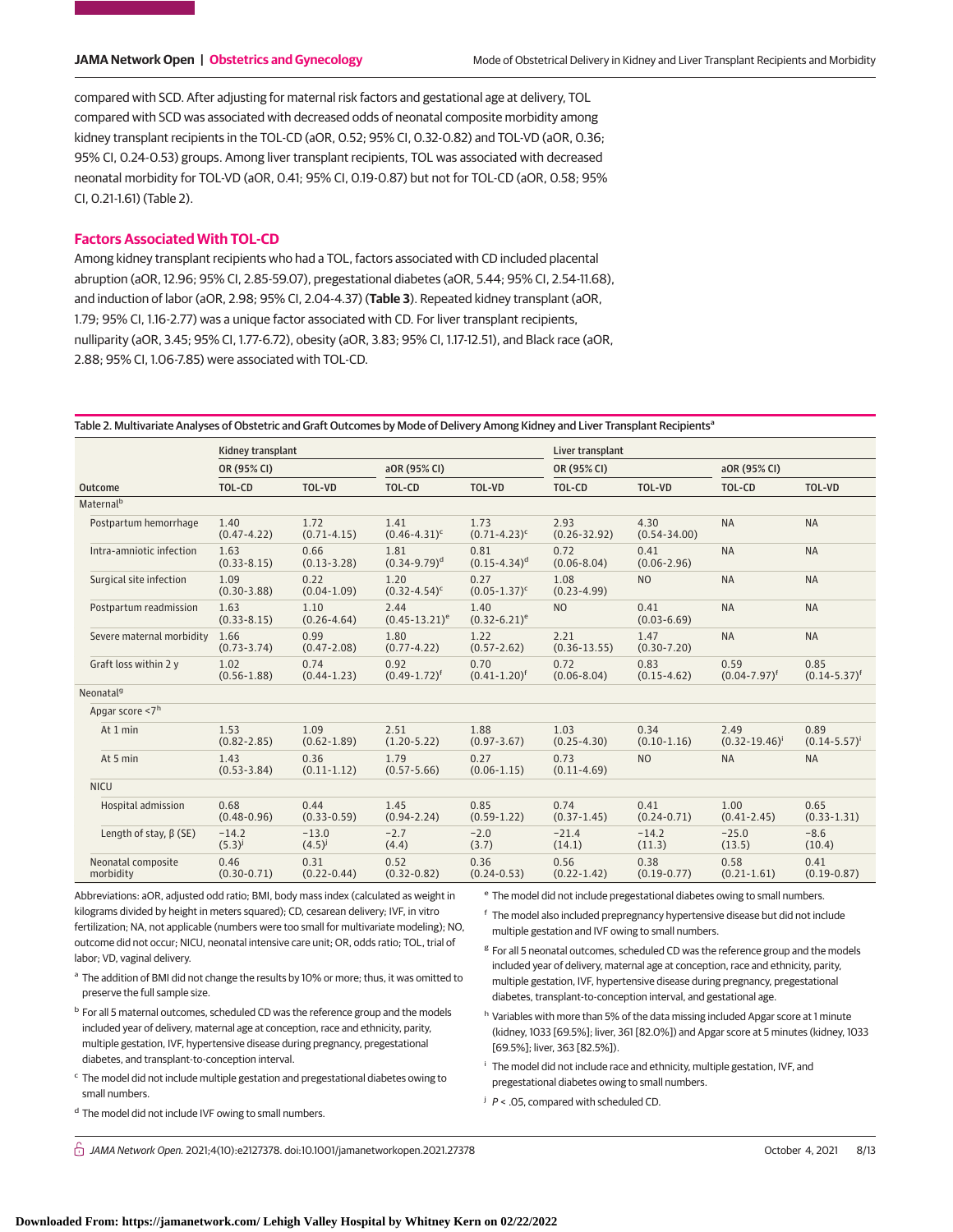compared with SCD. After adjusting for maternal risk factors and gestational age at delivery, TOL compared with SCD was associated with decreased odds of neonatal composite morbidity among kidney transplant recipients in the TOL-CD (aOR, 0.52; 95% CI, 0.32-0.82) and TOL-VD (aOR, 0.36; 95% CI, 0.24-0.53) groups. Among liver transplant recipients, TOL was associated with decreased neonatal morbidity for TOL-VD (aOR, 0.41; 95% CI, 0.19-0.87) but not for TOL-CD (aOR, 0.58; 95% CI, 0.21-1.61) (Table 2).

## Factors Associated With TOL-CD

Among kidney transplant recipients who had a TOL, factors associated with CD included placental abruption (aOR, 12.96; 95% CI, 2.85-59.07), pregestational diabetes (aOR, 5.44; 95% CI, 2.54-11.68), and induction of labor (aOR, 2.98; 95% CI, 2.04-4.37) (**Table 3**). Repeated kidney transplant (aOR, 1.79; 95% CI, 1.16-2.77) was a unique factor associated with CD. For liver transplant recipients, nulliparity (aOR, 3.45; 95% CI, 1.77-6.72), obesity (aOR, 3.83; 95% CI, 1.17-12.51), and Black race (aOR, 2.88; 95% CI, 1.06-7.85) were associated with TOL-CD.

Table 2. Multivariate Analyses of Obstetric and Graft Outcomes by Mode of Delivery Among Kidney and Liver Transplant Recipients[a]

| | Kidney transplant | | | | Liver transplant | | | |
|---|---|---|---|---|---|---|---|---|
| | OR (95% CI) | | aOR (95% CI) | | OR (95% CI) | | aOR (95% CI) | |
| Outcome | TOL-CD | TOL-VD | TOL-CD | TOL-VD | TOL-CD | TOL-VD | TOL-CD | TOL-VD |
| Maternal[b] | | | | | | | | |
| Postpartum hemorrhage | 1.40 (0.47-4.22) | 1.72 (0.71-4.15) | 1.41 (0.46-4.31)[c] | 1.73 (0.71-4.23)[c] | 2.93 (0.26-32.92) | 4.30 (0.54-34.00) | NA | NA |
| Intra-amniotic infection | 1.63 (0.33-8.15) | 0.66 (0.13-3.28) | 1.81 (0.34-9.79)[d] | 0.81 (0.15-4.34)[d] | 0.72 (0.06-8.04) | 0.41 (0.06-2.96) | NA | NA |
| Surgical site infection | 1.09 (0.30-3.88) | 0.22 (0.04-1.09) | 1.20 (0.32-4.54)[c] | 0.27 (0.05-1.37)[c] | 1.08 (0.23-4.99) | NO | NA | NA |
| Postpartum readmission | 1.63 (0.33-8.15) | 1.10 (0.26-4.64) | 2.44 (0.45-13.21)[e] | 1.40 (0.32-6.21)[e] | NO | 0.41 (0.03-6.69) | NA | NA |
| Severe maternal morbidity | 1.66 (0.73-3.74) | 0.99 (0.47-2.08) | 1.80 (0.77-4.22) | 1.22 (0.57-2.62) | 2.21 (0.36-13.55) | 1.47 (0.30-7.20) | NA | NA |
| Graft loss within 2 y | 1.02 (0.56-1.88) | 0.74 (0.44-1.23) | 0.92 (0.49-1.72)[f] | 0.70 (0.41-1.20)[f] | 0.72 (0.06-8.04) | 0.83 (0.15-4.62) | 0.59 (0.04-7.97)[f] | 0.85 (0.14-5.37)[f] |
| Neonatal[g] | | | | | | | | |
| Apgar score <7[h] | | | | | | | | |
| At 1 min | 1.53 (0.82-2.85) | 1.09 (0.62-1.89) | 2.51 (1.20-5.22) | 1.88 (0.97-3.67) | 1.03 (0.25-4.30) | 0.34 (0.10-1.16) | 2.49 (0.32-19.46)[i] | 0.89 (0.14-5.57)[i] |
| At 5 min | 1.43 (0.53-3.84) | 0.36 (0.11-1.12) | 1.79 (0.57-5.66) | 0.27 (0.06-1.15) | 0.73 (0.11-4.69) | NO | NA | NA |
| NICU | | | | | | | | |
| Hospital admission | 0.68 (0.48-0.96) | 0.44 (0.33-0.59) | 1.45 (0.94-2.24) | 0.85 (0.59-1.22) | 0.74 (0.37-1.45) | 0.41 (0.24-0.71) | 1.00 (0.41-2.45) | 0.65 (0.33-1.31) |
| Length of stay, β (SE) | −14.2 (5.3)[j] | −13.0 (4.5)[j] | −2.7 (4.4) | −2.0 (3.7) | −21.4 (14.1) | −14.2 (11.3) | −25.0 (13.5) | −8.6 (10.4) |
| Neonatal composite morbidity | 0.46 (0.30-0.71) | 0.31 (0.22-0.44) | 0.52 (0.32-0.82) | 0.36 (0.24-0.53) | 0.56 (0.22-1.42) | 0.38 (0.19-0.77) | 0.58 (0.21-1.61) | 0.41 (0.19-0.87) |

Abbreviations: aOR, adjusted odd ratio; BMI, body mass index (calculated as weight in kilograms divided by height in meters squared); CD, cesarean delivery; IVF, in vitro fertilization; NA, not applicable (numbers were too small for multivariate modeling); NO, outcome did not occur; NICU, neonatal intensive care unit; OR, odds ratio; TOL, trial of labor; VD, vaginal delivery.

[a] The addition of BMI did not change the results by 10% or more; thus, it was omitted to preserve the full sample size.

[b] For all 5 maternal outcomes, scheduled CD was the reference group and the models included year of delivery, maternal age at conception, race and ethnicity, parity, multiple gestation, IVF, hypertensive disease during pregnancy, pregestational diabetes, and transplant-to-conception interval.

[c] The model did not include multiple gestation and pregestational diabetes owing to small numbers.

[d] The model did not include IVF owing to small numbers.

[e] The model did not include pregestational diabetes owing to small numbers.

[f] The model also included prepregnancy hypertensive disease but did not include multiple gestation and IVF owing to small numbers.

[g] For all 5 neonatal outcomes, scheduled CD was the reference group and the models included year of delivery, maternal age at conception, race and ethnicity, parity, multiple gestation, IVF, hypertensive disease during pregnancy, pregestational diabetes, transplant-to-conception interval, and gestational age.

[h] Variables with more than 5% of the data missing included Apgar score at 1 minute (kidney, 1033 [69.5%]; liver, 361 [82.0%]) and Apgar score at 5 minutes (kidney, 1033 [69.5%]; liver, 363 [82.5%]).

[i] The model did not include race and ethnicity, multiple gestation, IVF, and pregestational diabetes owing to small numbers.

[j] $P < .05$, compared with scheduled CD.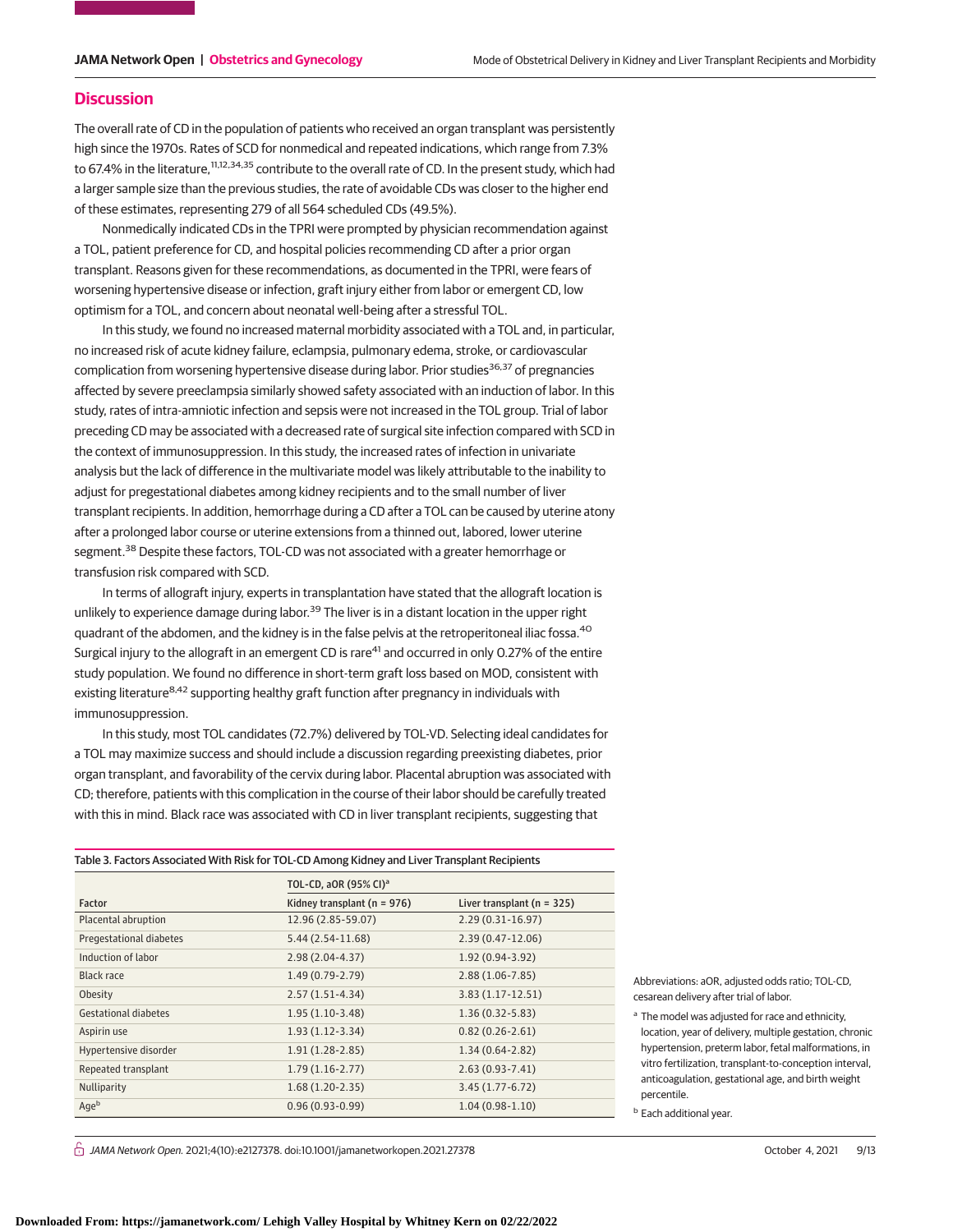## Discussion

The overall rate of CD in the population of patients who received an organ transplant was persistently high since the 1970s. Rates of SCD for nonmedical and repeated indications, which range from 7.3% to 67.4% in the literature,[11,12,34,35] contribute to the overall rate of CD. In the present study, which had a larger sample size than the previous studies, the rate of avoidable CDs was closer to the higher end of these estimates, representing 279 of all 564 scheduled CDs (49.5%).

Nonmedically indicated CDs in the TPRI were prompted by physician recommendation against a TOL, patient preference for CD, and hospital policies recommending CD after a prior organ transplant. Reasons given for these recommendations, as documented in the TPRI, were fears of worsening hypertensive disease or infection, graft injury either from labor or emergent CD, low optimism for a TOL, and concern about neonatal well-being after a stressful TOL.

In this study, we found no increased maternal morbidity associated with a TOL and, in particular, no increased risk of acute kidney failure, eclampsia, pulmonary edema, stroke, or cardiovascular complication from worsening hypertensive disease during labor. Prior studies[36,37] of pregnancies affected by severe preeclampsia similarly showed safety associated with an induction of labor. In this study, rates of intra-amniotic infection and sepsis were not increased in the TOL group. Trial of labor preceding CD may be associated with a decreased rate of surgical site infection compared with SCD in the context of immunosuppression. In this study, the increased rates of infection in univariate analysis but the lack of difference in the multivariate model was likely attributable to the inability to adjust for pregestational diabetes among kidney recipients and to the small number of liver transplant recipients. In addition, hemorrhage during a CD after a TOL can be caused by uterine atony after a prolonged labor course or uterine extensions from a thinned out, labored, lower uterine segment.[38] Despite these factors, TOL-CD was not associated with a greater hemorrhage or transfusion risk compared with SCD.

In terms of allograft injury, experts in transplantation have stated that the allograft location is unlikely to experience damage during labor.[39] The liver is in a distant location in the upper right quadrant of the abdomen, and the kidney is in the false pelvis at the retroperitoneal iliac fossa.[40] Surgical injury to the allograft in an emergent CD is rare[41] and occurred in only 0.27% of the entire study population. We found no difference in short-term graft loss based on MOD, consistent with existing literature[8,42] supporting healthy graft function after pregnancy in individuals with immunosuppression.

In this study, most TOL candidates (72.7%) delivered by TOL-VD. Selecting ideal candidates for a TOL may maximize success and should include a discussion regarding preexisting diabetes, prior organ transplant, and favorability of the cervix during labor. Placental abruption was associated with CD; therefore, patients with this complication in the course of their labor should be carefully treated with this in mind. Black race was associated with CD in liver transplant recipients, suggesting that

Table 3. Factors Associated With Risk for TOL-CD Among Kidney and Liver Transplant Recipients

| Factor | TOL-CD, aOR (95% CI)[a] | |
|---|---|---|
| | Kidney transplant (n = 976) | Liver transplant (n = 325) |
| Placental abruption | 12.96 (2.85-59.07) | 2.29 (0.31-16.97) |
| Pregestational diabetes | 5.44 (2.54-11.68) | 2.39 (0.47-12.06) |
| Induction of labor | 2.98 (2.04-4.37) | 1.92 (0.94-3.92) |
| Black race | 1.49 (0.79-2.79) | 2.88 (1.06-7.85) |
| Obesity | 2.57 (1.51-4.34) | 3.83 (1.17-12.51) |
| Gestational diabetes | 1.95 (1.10-3.48) | 1.36 (0.32-5.83) |
| Aspirin use | 1.93 (1.12-3.34) | 0.82 (0.26-2.61) |
| Hypertensive disorder | 1.91 (1.28-2.85) | 1.34 (0.64-2.82) |
| Repeated transplant | 1.79 (1.16-2.77) | 2.63 (0.93-7.41) |
| Nulliparity | 1.68 (1.20-2.35) | 3.45 (1.77-6.72) |
| Age[b] | 0.96 (0.93-0.99) | 1.04 (0.98-1.10) |

Abbreviations: aOR, adjusted odds ratio; TOL-CD, cesarean delivery after trial of labor.

[a] The model was adjusted for race and ethnicity, location, year of delivery, multiple gestation, chronic hypertension, preterm labor, fetal malformations, in vitro fertilization, transplant-to-conception interval, anticoagulation, gestational age, and birth weight percentile.

[b] Each additional year.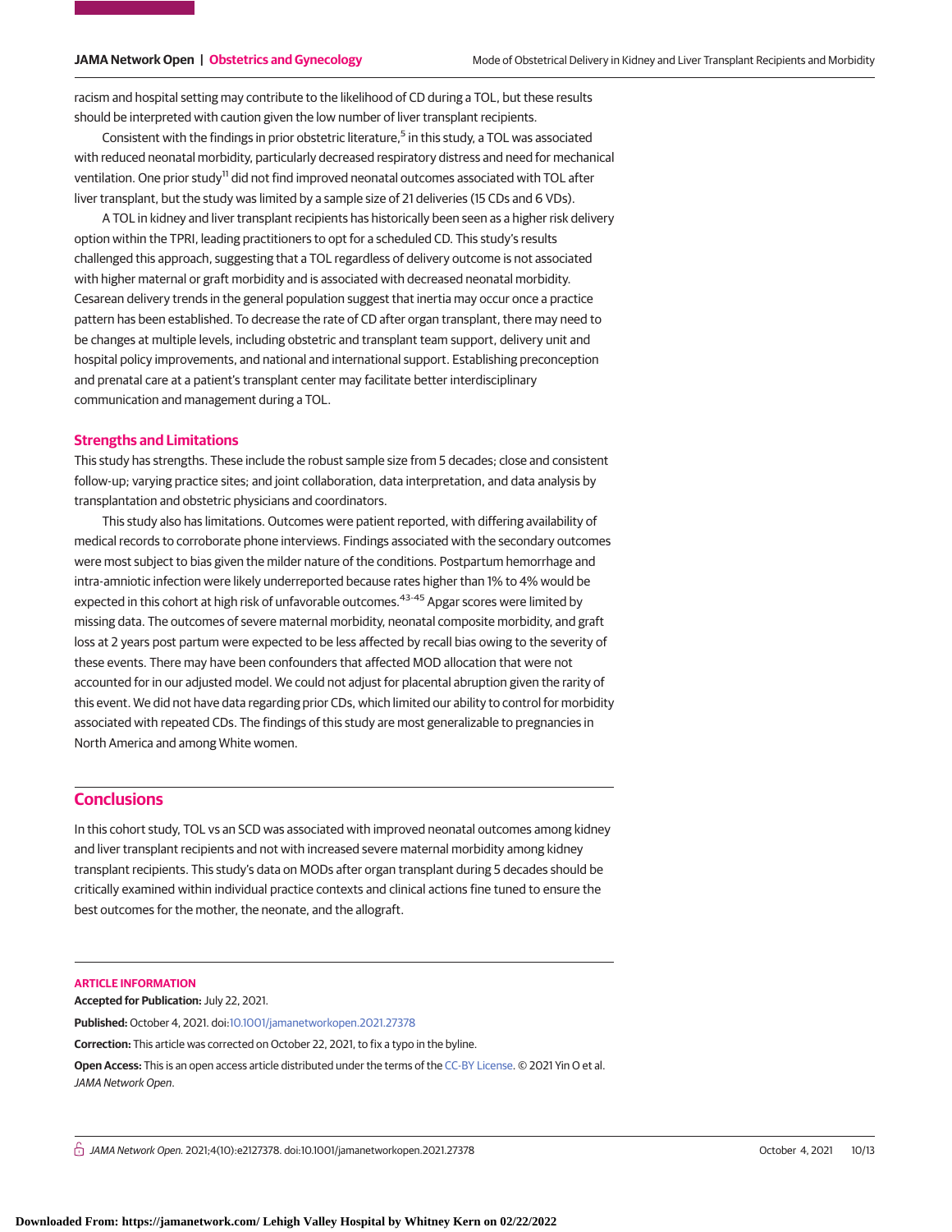racism and hospital setting may contribute to the likelihood of CD during a TOL, but these results should be interpreted with caution given the low number of liver transplant recipients.

Consistent with the findings in prior obstetric literature,[5] in this study, a TOL was associated with reduced neonatal morbidity, particularly decreased respiratory distress and need for mechanical ventilation. One prior study[11] did not find improved neonatal outcomes associated with TOL after liver transplant, but the study was limited by a sample size of 21 deliveries (15 CDs and 6 VDs).

A TOL in kidney and liver transplant recipients has historically been seen as a higher risk delivery option within the TPRI, leading practitioners to opt for a scheduled CD. This study's results challenged this approach, suggesting that a TOL regardless of delivery outcome is not associated with higher maternal or graft morbidity and is associated with decreased neonatal morbidity. Cesarean delivery trends in the general population suggest that inertia may occur once a practice pattern has been established. To decrease the rate of CD after organ transplant, there may need to be changes at multiple levels, including obstetric and transplant team support, delivery unit and hospital policy improvements, and national and international support. Establishing preconception and prenatal care at a patient's transplant center may facilitate better interdisciplinary communication and management during a TOL.

### Strengths and Limitations

This study has strengths. These include the robust sample size from 5 decades; close and consistent follow-up; varying practice sites; and joint collaboration, data interpretation, and data analysis by transplantation and obstetric physicians and coordinators.

This study also has limitations. Outcomes were patient reported, with differing availability of medical records to corroborate phone interviews. Findings associated with the secondary outcomes were most subject to bias given the milder nature of the conditions. Postpartum hemorrhage and intra-amniotic infection were likely underreported because rates higher than 1% to 4% would be expected in this cohort at high risk of unfavorable outcomes.[43-45] Apgar scores were limited by missing data. The outcomes of severe maternal morbidity, neonatal composite morbidity, and graft loss at 2 years post partum were expected to be less affected by recall bias owing to the severity of these events. There may have been confounders that affected MOD allocation that were not accounted for in our adjusted model. We could not adjust for placental abruption given the rarity of this event. We did not have data regarding prior CDs, which limited our ability to control for morbidity associated with repeated CDs. The findings of this study are most generalizable to pregnancies in North America and among White women.

## Conclusions

In this cohort study, TOL vs an SCD was associated with improved neonatal outcomes among kidney and liver transplant recipients and not with increased severe maternal morbidity among kidney transplant recipients. This study's data on MODs after organ transplant during 5 decades should be critically examined within individual practice contexts and clinical actions fine tuned to ensure the best outcomes for the mother, the neonate, and the allograft.

### ARTICLE INFORMATION

**Accepted for Publication:** July 22, 2021.

**Published:** October 4, 2021. doi:10.1001/jamanetworkopen.2021.27378

**Correction:** This article was corrected on October 22, 2021, to fix a typo in the byline.

**Open Access:** This is an open access article distributed under the terms of the CC-BY License. © 2021 Yin O et al. *JAMA Network Open*.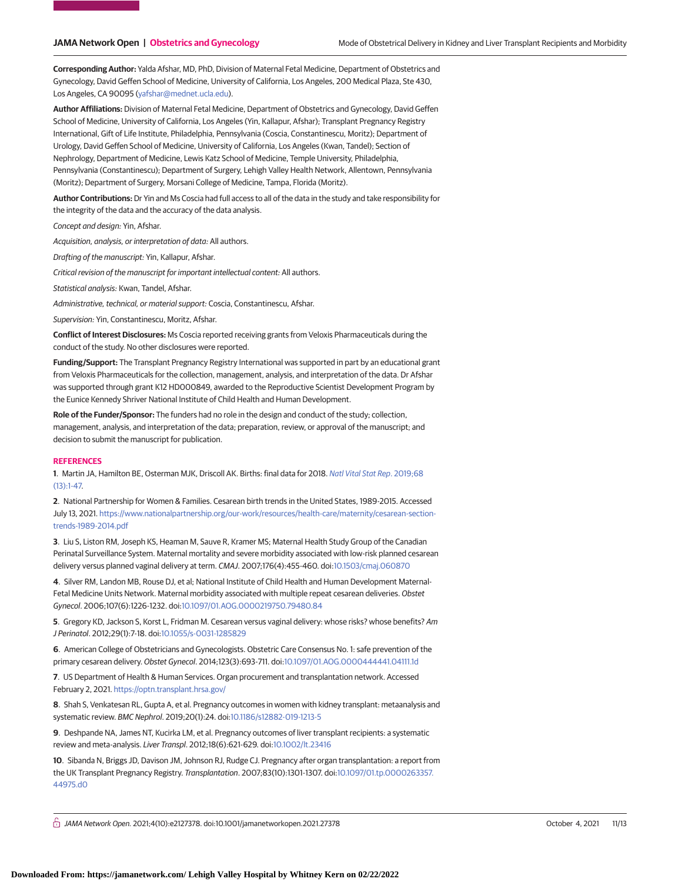**Corresponding Author:** Yalda Afshar, MD, PhD, Division of Maternal Fetal Medicine, Department of Obstetrics and Gynecology, David Geffen School of Medicine, University of California, Los Angeles, 200 Medical Plaza, Ste 430, Los Angeles, CA 90095 (yafshar@mednet.ucla.edu).

**Author Affiliations:** Division of Maternal Fetal Medicine, Department of Obstetrics and Gynecology, David Geffen School of Medicine, University of California, Los Angeles (Yin, Kallapur, Afshar); Transplant Pregnancy Registry International, Gift of Life Institute, Philadelphia, Pennsylvania (Coscia, Constantinescu, Moritz); Department of Urology, David Geffen School of Medicine, University of California, Los Angeles (Kwan, Tandel); Section of Nephrology, Department of Medicine, Lewis Katz School of Medicine, Temple University, Philadelphia, Pennsylvania (Constantinescu); Department of Surgery, Lehigh Valley Health Network, Allentown, Pennsylvania (Moritz); Department of Surgery, Morsani College of Medicine, Tampa, Florida (Moritz).

**Author Contributions:** Dr Yin and Ms Coscia had full access to all of the data in the study and take responsibility for the integrity of the data and the accuracy of the data analysis.

*Concept and design:* Yin, Afshar.

*Acquisition, analysis, or interpretation of data:* All authors.

*Drafting of the manuscript:* Yin, Kallapur, Afshar.

*Critical revision of the manuscript for important intellectual content:* All authors.

*Statistical analysis:* Kwan, Tandel, Afshar.

*Administrative, technical, or material support:* Coscia, Constantinescu, Afshar.

*Supervision:* Yin, Constantinescu, Moritz, Afshar.

**Conflict of Interest Disclosures:** Ms Coscia reported receiving grants from Veloxis Pharmaceuticals during the conduct of the study. No other disclosures were reported.

**Funding/Support:** The Transplant Pregnancy Registry International was supported in part by an educational grant from Veloxis Pharmaceuticals for the collection, management, analysis, and interpretation of the data. Dr Afshar was supported through grant K12 HD000849, awarded to the Reproductive Scientist Development Program by the Eunice Kennedy Shriver National Institute of Child Health and Human Development.

**Role of the Funder/Sponsor:** The funders had no role in the design and conduct of the study; collection, management, analysis, and interpretation of the data; preparation, review, or approval of the manuscript; and decision to submit the manuscript for publication.

## REFERENCES

1. Martin JA, Hamilton BE, Osterman MJK, Driscoll AK. Births: final data for 2018. *Natl Vital Stat Rep*. 2019;68(13):1-47.

2. National Partnership for Women & Families. Cesarean birth trends in the United States, 1989-2015. Accessed July 13, 2021. https://www.nationalpartnership.org/our-work/resources/health-care/maternity/cesarean-section-trends-1989-2014.pdf

3. Liu S, Liston RM, Joseph KS, Heaman M, Sauve R, Kramer MS; Maternal Health Study Group of the Canadian Perinatal Surveillance System. Maternal mortality and severe morbidity associated with low-risk planned cesarean delivery versus planned vaginal delivery at term. *CMAJ*. 2007;176(4):455-460. doi:10.1503/cmaj.060870

4. Silver RM, Landon MB, Rouse DJ, et al; National Institute of Child Health and Human Development Maternal-Fetal Medicine Units Network. Maternal morbidity associated with multiple repeat cesarean deliveries. *Obstet Gynecol*. 2006;107(6):1226-1232. doi:10.1097/01.AOG.0000219750.79480.84

5. Gregory KD, Jackson S, Korst L, Fridman M. Cesarean versus vaginal delivery: whose risks? whose benefits? *Am J Perinatol*. 2012;29(1):7-18. doi:10.1055/s-0031-1285829

6. American College of Obstetricians and Gynecologists. Obstetric Care Consensus No. 1: safe prevention of the primary cesarean delivery. *Obstet Gynecol*. 2014;123(3):693-711. doi:10.1097/01.AOG.0000444441.04111.1d

7. US Department of Health & Human Services. Organ procurement and transplantation network. Accessed February 2, 2021. https://optn.transplant.hrsa.gov/

8. Shah S, Venkatesan RL, Gupta A, et al. Pregnancy outcomes in women with kidney transplant: metaanalysis and systematic review. *BMC Nephrol*. 2019;20(1):24. doi:10.1186/s12882-019-1213-5

9. Deshpande NA, James NT, Kucirka LM, et al. Pregnancy outcomes of liver transplant recipients: a systematic review and meta-analysis. *Liver Transpl*. 2012;18(6):621-629. doi:10.1002/lt.23416

10. Sibanda N, Briggs JD, Davison JM, Johnson RJ, Rudge CJ. Pregnancy after organ transplantation: a report from the UK Transplant Pregnancy Registry. *Transplantation*. 2007;83(10):1301-1307. doi:10.1097/01.tp.0000263357.44975.d0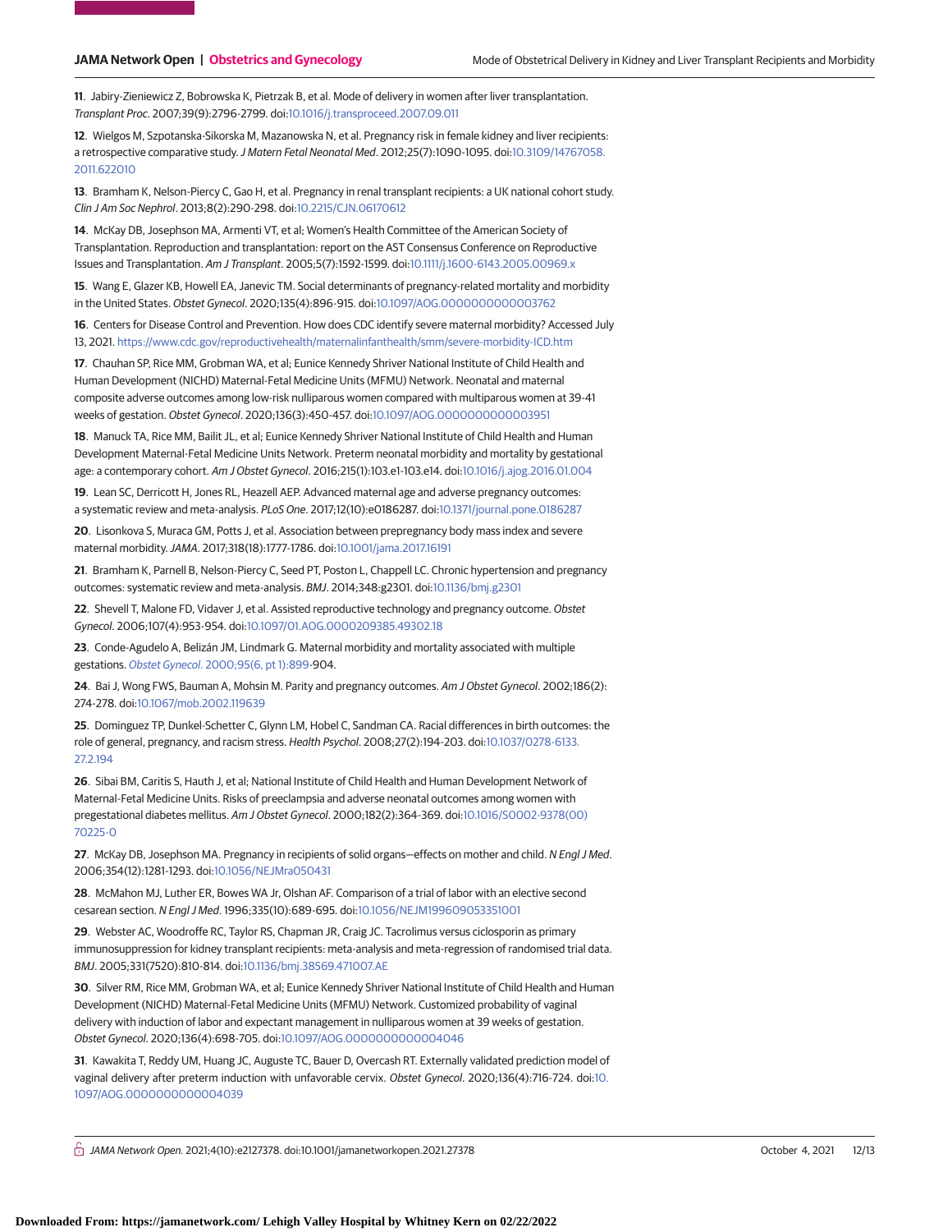11. Jabiry-Zieniewicz Z, Bobrowska K, Pietrzak B, et al. Mode of delivery in women after liver transplantation. *Transplant Proc*. 2007;39(9):2796-2799. doi:10.1016/j.transproceed.2007.09.011

12. Wielgos M, Szpotanska-Sikorska M, Mazanowska N, et al. Pregnancy risk in female kidney and liver recipients: a retrospective comparative study. *J Matern Fetal Neonatal Med*. 2012;25(7):1090-1095. doi:10.3109/14767058.2011.622010

13. Bramham K, Nelson-Piercy C, Gao H, et al. Pregnancy in renal transplant recipients: a UK national cohort study. *Clin J Am Soc Nephrol*. 2013;8(2):290-298. doi:10.2215/CJN.06170612

14. McKay DB, Josephson MA, Armenti VT, et al; Women's Health Committee of the American Society of Transplantation. Reproduction and transplantation: report on the AST Consensus Conference on Reproductive Issues and Transplantation. *Am J Transplant*. 2005;5(7):1592-1599. doi:10.1111/j.1600-6143.2005.00969.x

15. Wang E, Glazer KB, Howell EA, Janevic TM. Social determinants of pregnancy-related mortality and morbidity in the United States. *Obstet Gynecol*. 2020;135(4):896-915. doi:10.1097/AOG.0000000000003762

16. Centers for Disease Control and Prevention. How does CDC identify severe maternal morbidity? Accessed July 13, 2021. https://www.cdc.gov/reproductivehealth/maternalinfanthealth/smm/severe-morbidity-ICD.htm

17. Chauhan SP, Rice MM, Grobman WA, et al; Eunice Kennedy Shriver National Institute of Child Health and Human Development (NICHD) Maternal-Fetal Medicine Units (MFMU) Network. Neonatal and maternal composite adverse outcomes among low-risk nulliparous women compared with multiparous women at 39-41 weeks of gestation. *Obstet Gynecol*. 2020;136(3):450-457. doi:10.1097/AOG.0000000000003951

18. Manuck TA, Rice MM, Bailit JL, et al; Eunice Kennedy Shriver National Institute of Child Health and Human Development Maternal-Fetal Medicine Units Network. Preterm neonatal morbidity and mortality by gestational age: a contemporary cohort. *Am J Obstet Gynecol*. 2016;215(1):103.e1-103.e14. doi:10.1016/j.ajog.2016.01.004

19. Lean SC, Derricott H, Jones RL, Heazell AEP. Advanced maternal age and adverse pregnancy outcomes: a systematic review and meta-analysis. *PLoS One*. 2017;12(10):e0186287. doi:10.1371/journal.pone.0186287

20. Lisonkova S, Muraca GM, Potts J, et al. Association between prepregnancy body mass index and severe maternal morbidity. *JAMA*. 2017;318(18):1777-1786. doi:10.1001/jama.2017.16191

21. Bramham K, Parnell B, Nelson-Piercy C, Seed PT, Poston L, Chappell LC. Chronic hypertension and pregnancy outcomes: systematic review and meta-analysis. *BMJ*. 2014;348:g2301. doi:10.1136/bmj.g2301

22. Shevell T, Malone FD, Vidaver J, et al. Assisted reproductive technology and pregnancy outcome. *Obstet Gynecol*. 2006;107(4):953-954. doi:10.1097/01.AOG.0000209385.49302.18

23. Conde-Agudelo A, Belizán JM, Lindmark G. Maternal morbidity and mortality associated with multiple gestations. *Obstet Gynecol*. 2000;95(6, pt 1):899-904.

24. Bai J, Wong FWS, Bauman A, Mohsin M. Parity and pregnancy outcomes. *Am J Obstet Gynecol*. 2002;186(2):274-278. doi:10.1067/mob.2002.119639

25. Dominguez TP, Dunkel-Schetter C, Glynn LM, Hobel C, Sandman CA. Racial differences in birth outcomes: the role of general, pregnancy, and racism stress. *Health Psychol*. 2008;27(2):194-203. doi:10.1037/0278-6133.27.2.194

26. Sibai BM, Caritis S, Hauth J, et al; National Institute of Child Health and Human Development Network of Maternal-Fetal Medicine Units. Risks of preeclampsia and adverse neonatal outcomes among women with pregestational diabetes mellitus. *Am J Obstet Gynecol*. 2000;182(2):364-369. doi:10.1016/S0002-9378(00)70225-0

27. McKay DB, Josephson MA. Pregnancy in recipients of solid organs—effects on mother and child. *N Engl J Med*. 2006;354(12):1281-1293. doi:10.1056/NEJMra050431

28. McMahon MJ, Luther ER, Bowes WA Jr, Olshan AF. Comparison of a trial of labor with an elective second cesarean section. *N Engl J Med*. 1996;335(10):689-695. doi:10.1056/NEJM199609053351001

29. Webster AC, Woodroffe RC, Taylor RS, Chapman JR, Craig JC. Tacrolimus versus ciclosporin as primary immunosuppression for kidney transplant recipients: meta-analysis and meta-regression of randomised trial data. *BMJ*. 2005;331(7520):810-814. doi:10.1136/bmj.38569.471007.AE

30. Silver RM, Rice MM, Grobman WA, et al; Eunice Kennedy Shriver National Institute of Child Health and Human Development (NICHD) Maternal-Fetal Medicine Units (MFMU) Network. Customized probability of vaginal delivery with induction of labor and expectant management in nulliparous women at 39 weeks of gestation. *Obstet Gynecol*. 2020;136(4):698-705. doi:10.1097/AOG.0000000000004046

31. Kawakita T, Reddy UM, Huang JC, Auguste TC, Bauer D, Overcash RT. Externally validated prediction model of vaginal delivery after preterm induction with unfavorable cervix. *Obstet Gynecol*. 2020;136(4):716-724. doi:10.1097/AOG.0000000000004039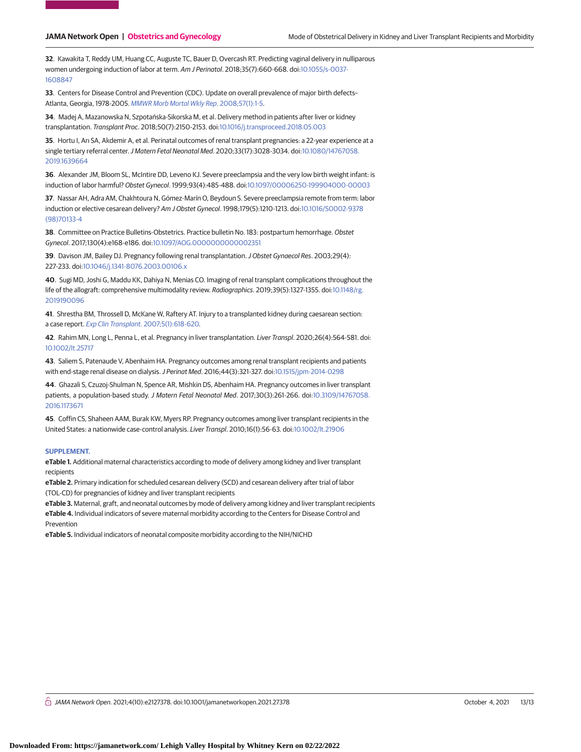32. Kawakita T, Reddy UM, Huang CC, Auguste TC, Bauer D, Overcash RT. Predicting vaginal delivery in nulliparous women undergoing induction of labor at term. *Am J Perinatol*. 2018;35(7):660-668. doi:10.1055/s-0037-1608847

33. Centers for Disease Control and Prevention (CDC). Update on overall prevalence of major birth defects–Atlanta, Georgia, 1978-2005. *MMWR Morb Mortal Wkly Rep*. 2008;57(1):1-5.

34. Madej A, Mazanowska N, Szpotańska-Sikorska M, et al. Delivery method in patients after liver or kidney transplantation. *Transplant Proc*. 2018;50(7):2150-2153. doi:10.1016/j.transproceed.2018.05.003

35. Hortu I, Arı SA, Akdemir A, et al. Perinatal outcomes of renal transplant pregnancies: a 22-year experience at a single tertiary referral center. *J Matern Fetal Neonatal Med*. 2020;33(17):3028-3034. doi:10.1080/14767058.2019.1639664

36. Alexander JM, Bloom SL, McIntire DD, Leveno KJ. Severe preeclampsia and the very low birth weight infant: is induction of labor harmful? *Obstet Gynecol*. 1999;93(4):485-488. doi:10.1097/00006250-199904000-00003

37. Nassar AH, Adra AM, Chakhtoura N, Gómez-Marín O, Beydoun S. Severe preeclampsia remote from term: labor induction or elective cesarean delivery? *Am J Obstet Gynecol*. 1998;179(5):1210-1213. doi:10.1016/S0002-9378(98)70133-4

38. Committee on Practice Bulletins-Obstetrics. Practice bulletin No. 183: postpartum hemorrhage. *Obstet Gynecol*. 2017;130(4):e168-e186. doi:10.1097/AOG.0000000000002351

39. Davison JM, Bailey DJ. Pregnancy following renal transplantation. *J Obstet Gynaecol Res*. 2003;29(4):227-233. doi:10.1046/j.1341-8076.2003.00106.x

40. Sugi MD, Joshi G, Maddu KK, Dahiya N, Menias CO. Imaging of renal transplant complications throughout the life of the allograft: comprehensive multimodality review. *Radiographics*. 2019;39(5):1327-1355. doi:10.1148/rg.2019190096

41. Shrestha BM, Throssell D, McKane W, Raftery AT. Injury to a transplanted kidney during caesarean section: a case report. *Exp Clin Transplant*. 2007;5(1):618-620.

42. Rahim MN, Long L, Penna L, et al. Pregnancy in liver transplantation. *Liver Transpl*. 2020;26(4):564-581. doi:10.1002/lt.25717

43. Saliem S, Patenaude V, Abenhaim HA. Pregnancy outcomes among renal transplant recipients and patients with end-stage renal disease on dialysis. *J Perinat Med*. 2016;44(3):321-327. doi:10.1515/jpm-2014-0298

44. Ghazali S, Czuzoj-Shulman N, Spence AR, Mishkin DS, Abenhaim HA. Pregnancy outcomes in liver transplant patients, a population-based study. *J Matern Fetal Neonatal Med*. 2017;30(3):261-266. doi:10.3109/14767058.2016.1173671

45. Coffin CS, Shaheen AAM, Burak KW, Myers RP. Pregnancy outcomes among liver transplant recipients in the United States: a nationwide case-control analysis. *Liver Transpl*. 2010;16(1):56-63. doi:10.1002/lt.21906

## SUPPLEMENT.

**eTable 1.** Additional maternal characteristics according to mode of delivery among kidney and liver transplant recipients

**eTable 2.** Primary indication for scheduled cesarean delivery (SCD) and cesarean delivery after trial of labor (TOL-CD) for pregnancies of kidney and liver transplant recipients

**eTable 3.** Maternal, graft, and neonatal outcomes by mode of delivery among kidney and liver transplant recipients

**eTable 4.** Individual indicators of severe maternal morbidity according to the Centers for Disease Control and Prevention

**eTable 5.** Individual indicators of neonatal composite morbidity according to the NIH/NICHD